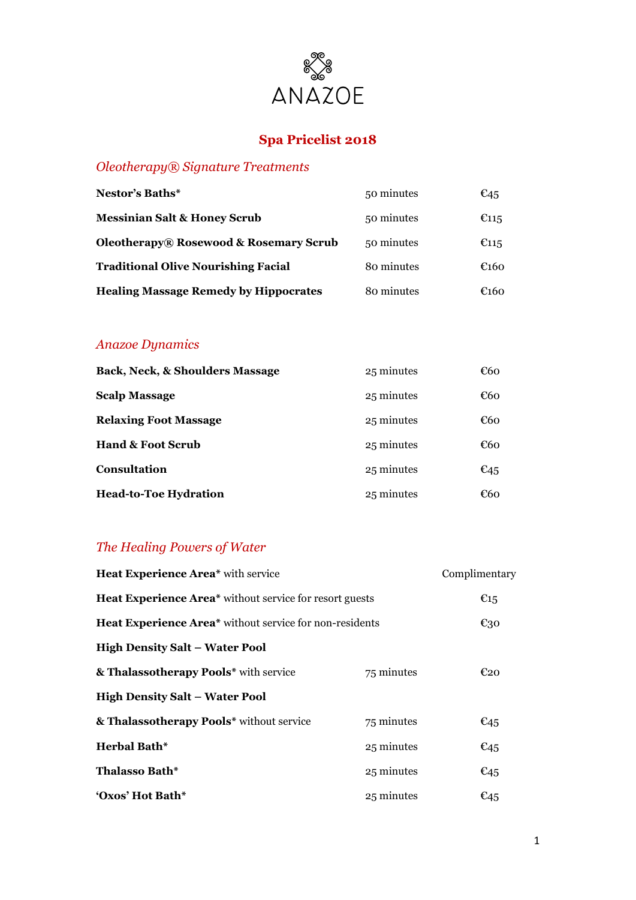# ANAZOE

## Spa Pricelist 2018

### *Oleotherapy® Signature Treatments*

| | | |
|---|---|---|
| **Nestor's Baths*** | 50 minutes | €45 |
| **Messinian Salt & Honey Scrub** | 50 minutes | €115 |
| **Oleotherapy® Rosewood & Rosemary Scrub** | 50 minutes | €115 |
| **Traditional Olive Nourishing Facial** | 80 minutes | €160 |
| **Healing Massage Remedy by Hippocrates** | 80 minutes | €160 |

### *Anazoe Dynamics*

| | | |
|---|---|---|
| **Back, Neck, & Shoulders Massage** | 25 minutes | €60 |
| **Scalp Massage** | 25 minutes | €60 |
| **Relaxing Foot Massage** | 25 minutes | €60 |
| **Hand & Foot Scrub** | 25 minutes | €60 |
| **Consultation** | 25 minutes | €45 |
| **Head-to-Toe Hydration** | 25 minutes | €60 |

### *The Healing Powers of Water*

| | | |
|---|---|---|
| **Heat Experience Area*** with service | | Complimentary |
| **Heat Experience Area*** without service for resort guests | | €15 |
| **Heat Experience Area*** without service for non-residents | | €30 |
| **High Density Salt – Water Pool & Thalassotherapy Pools*** with service | 75 minutes | €20 |
| **High Density Salt – Water Pool & Thalassotherapy Pools*** without service | 75 minutes | €45 |
| **Herbal Bath*** | 25 minutes | €45 |
| **Thalasso Bath*** | 25 minutes | €45 |
| **'Oxos' Hot Bath*** | 25 minutes | €45 |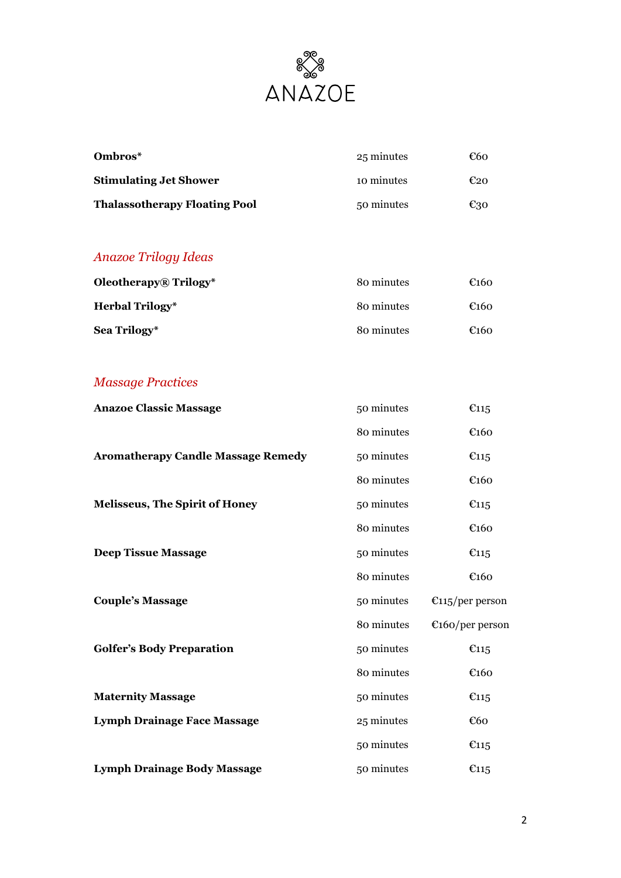# ANAZOE

| | | |
|---|---|---|
| **Ombros*** | 25 minutes | €60 |
| **Stimulating Jet Shower** | 10 minutes | €20 |
| **Thalassotherapy Floating Pool** | 50 minutes | €30 |

## *Anazoe Trilogy Ideas*

| | | |
|---|---|---|
| **Oleotherapy® Trilogy*** | 80 minutes | €160 |
| **Herbal Trilogy*** | 80 minutes | €160 |
| **Sea Trilogy*** | 80 minutes | €160 |

## *Massage Practices*

| | | |
|---|---|---|
| **Anazoe Classic Massage** | 50 minutes | €115 |
| | 80 minutes | €160 |
| **Aromatherapy Candle Massage Remedy** | 50 minutes | €115 |
| | 80 minutes | €160 |
| **Melisseus, The Spirit of Honey** | 50 minutes | €115 |
| | 80 minutes | €160 |
| **Deep Tissue Massage** | 50 minutes | €115 |
| | 80 minutes | €160 |
| **Couple's Massage** | 50 minutes | €115/per person |
| | 80 minutes | €160/per person |
| **Golfer's Body Preparation** | 50 minutes | €115 |
| | 80 minutes | €160 |
| **Maternity Massage** | 50 minutes | €115 |
| **Lymph Drainage Face Massage** | 25 minutes | €60 |
| | 50 minutes | €115 |
| **Lymph Drainage Body Massage** | 50 minutes | €115 |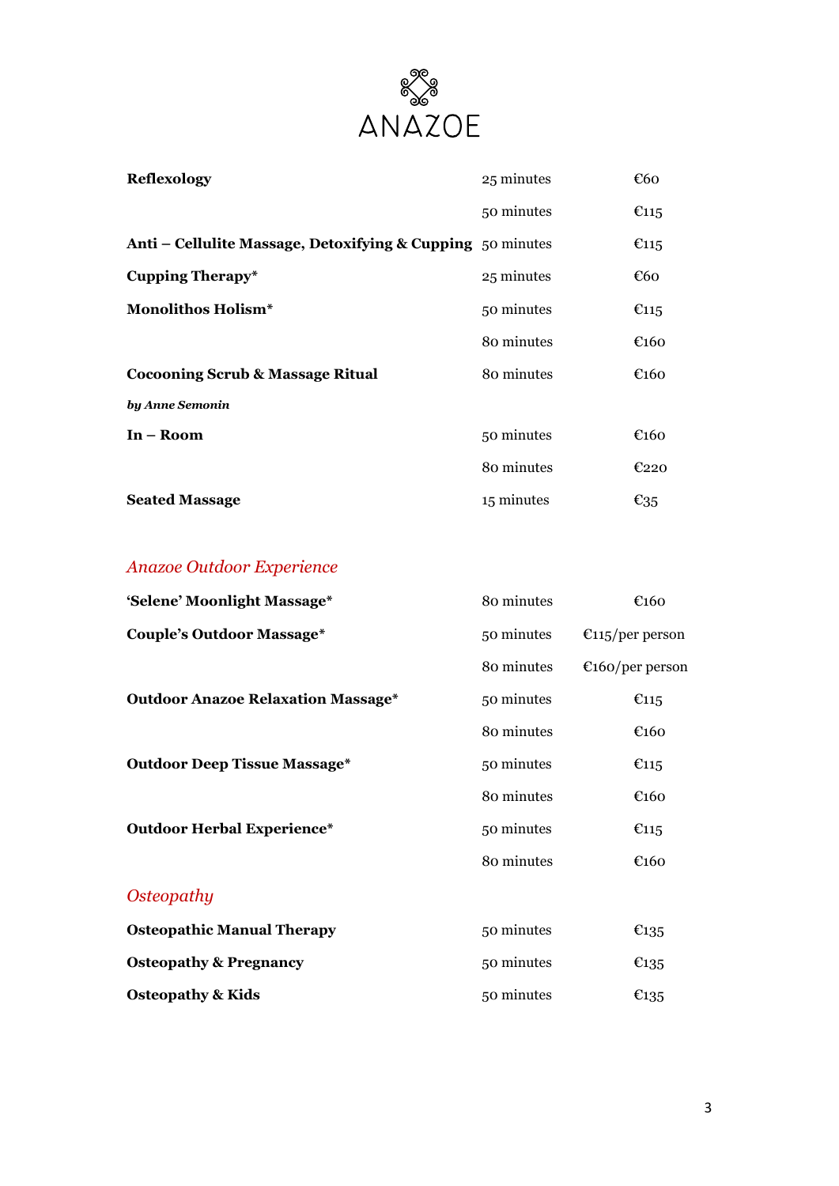# ANAZOE

| | | |
|---|---|---|
| **Reflexology** | 25 minutes | €60 |
| | 50 minutes | €115 |
| **Anti – Cellulite Massage, Detoxifying & Cupping** | 50 minutes | €115 |
| **Cupping Therapy*** | 25 minutes | €60 |
| **Monolithos Holism*** | 50 minutes | €115 |
| | 80 minutes | €160 |
| **Cocooning Scrub & Massage Ritual** | 80 minutes | €160 |
| ***by Anne Semonin*** | | |
| **In – Room** | 50 minutes | €160 |
| | 80 minutes | €220 |
| **Seated Massage** | 15 minutes | €35 |

## *Anazoe Outdoor Experience*

| | | |
|---|---|---|
| **'Selene' Moonlight Massage*** | 80 minutes | €160 |
| **Couple's Outdoor Massage*** | 50 minutes | €115/per person |
| | 80 minutes | €160/per person |
| **Outdoor Anazoe Relaxation Massage*** | 50 minutes | €115 |
| | 80 minutes | €160 |
| **Outdoor Deep Tissue Massage*** | 50 minutes | €115 |
| | 80 minutes | €160 |
| **Outdoor Herbal Experience*** | 50 minutes | €115 |
| | 80 minutes | €160 |

## *Osteopathy*

| | | |
|---|---|---|
| **Osteopathic Manual Therapy** | 50 minutes | €135 |
| **Osteopathy & Pregnancy** | 50 minutes | €135 |
| **Osteopathy & Kids** | 50 minutes | €135 |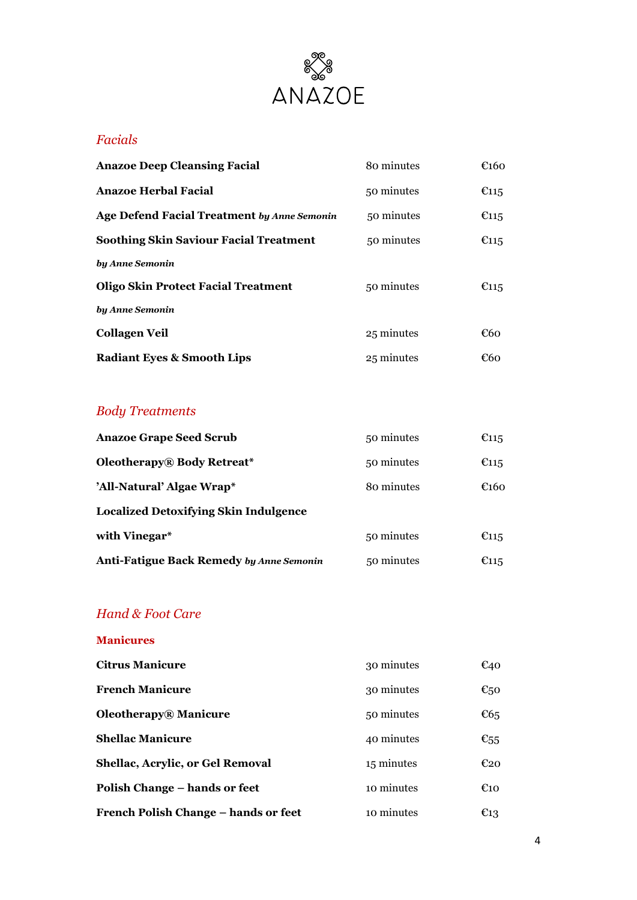# ANAZOE

## *Facials*

| | | |
|---|---|---|
| **Anazoe Deep Cleansing Facial** | 80 minutes | €160 |
| **Anazoe Herbal Facial** | 50 minutes | €115 |
| **Age Defend Facial Treatment** ***by Anne Semonin*** | 50 minutes | €115 |
| **Soothing Skin Saviour Facial Treatment** ***by Anne Semonin*** | 50 minutes | €115 |
| **Oligo Skin Protect Facial Treatment** ***by Anne Semonin*** | 50 minutes | €115 |
| **Collagen Veil** | 25 minutes | €60 |
| **Radiant Eyes & Smooth Lips** | 25 minutes | €60 |

## *Body Treatments*

| | | |
|---|---|---|
| **Anazoe Grape Seed Scrub** | 50 minutes | €115 |
| **Oleotherapy® Body Retreat*** | 50 minutes | €115 |
| **'All-Natural' Algae Wrap*** | 80 minutes | €160 |
| **Localized Detoxifying Skin Indulgence with Vinegar*** | 50 minutes | €115 |
| **Anti-Fatigue Back Remedy** ***by Anne Semonin*** | 50 minutes | €115 |

## *Hand & Foot Care*

### Manicures

| | | |
|---|---|---|
| **Citrus Manicure** | 30 minutes | €40 |
| **French Manicure** | 30 minutes | €50 |
| **Oleotherapy® Manicure** | 50 minutes | €65 |
| **Shellac Manicure** | 40 minutes | €55 |
| **Shellac, Acrylic, or Gel Removal** | 15 minutes | €20 |
| **Polish Change – hands or feet** | 10 minutes | €10 |
| **French Polish Change – hands or feet** | 10 minutes | €13 |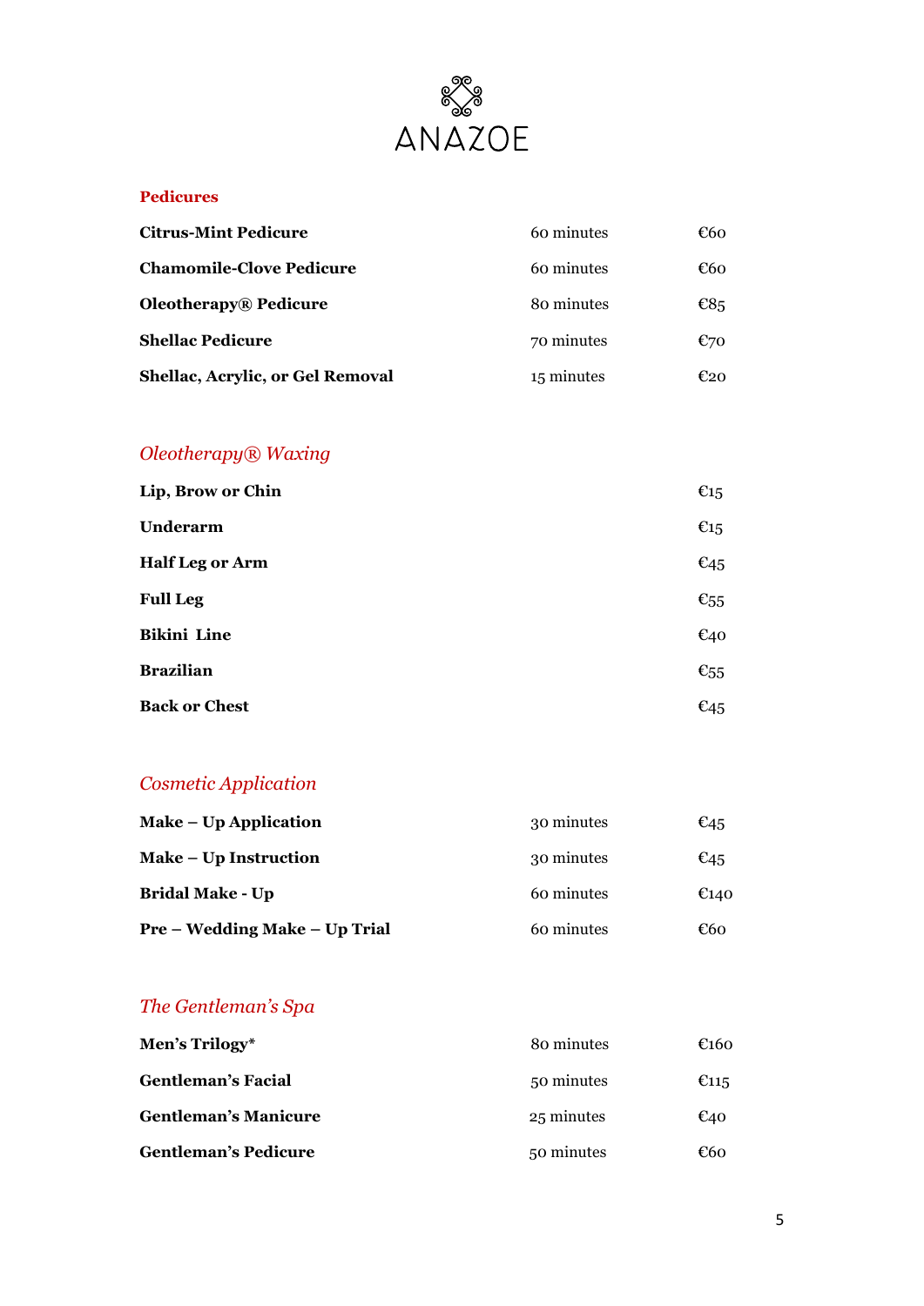# ANAZOE

## Pedicures

| | | |
|---|---|---|
| **Citrus-Mint Pedicure** | 60 minutes | €60 |
| **Chamomile-Clove Pedicure** | 60 minutes | €60 |
| **Oleotherapy® Pedicure** | 80 minutes | €85 |
| **Shellac Pedicure** | 70 minutes | €70 |
| **Shellac, Acrylic, or Gel Removal** | 15 minutes | €20 |

## *Oleotherapy® Waxing*

| | |
|---|---|
| **Lip, Brow or Chin** | €15 |
| **Underarm** | €15 |
| **Half Leg or Arm** | €45 |
| **Full Leg** | €55 |
| **Bikini Line** | €40 |
| **Brazilian** | €55 |
| **Back or Chest** | €45 |

## *Cosmetic Application*

| | | |
|---|---|---|
| **Make – Up Application** | 30 minutes | €45 |
| **Make – Up Instruction** | 30 minutes | €45 |
| **Bridal Make - Up** | 60 minutes | €140 |
| **Pre – Wedding Make – Up Trial** | 60 minutes | €60 |

## *The Gentleman's Spa*

| | | |
|---|---|---|
| **Men's Trilogy*** | 80 minutes | €160 |
| **Gentleman's Facial** | 50 minutes | €115 |
| **Gentleman's Manicure** | 25 minutes | €40 |
| **Gentleman's Pedicure** | 50 minutes | €60 |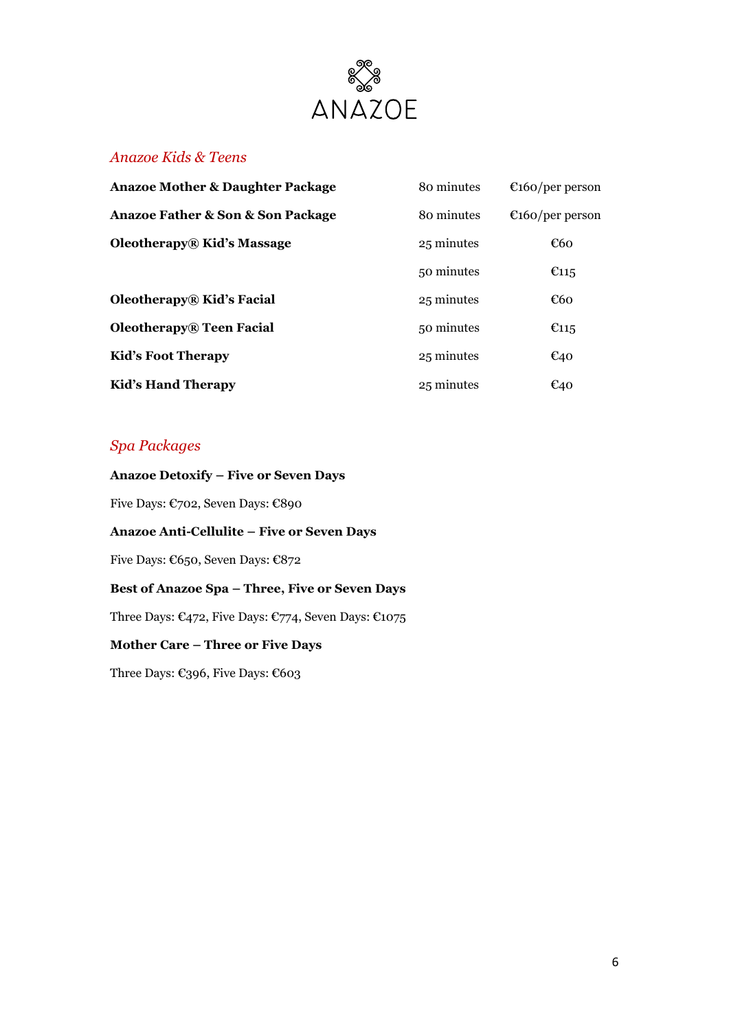# ANAZOE

## *Anazoe Kids & Teens*

| | | |
|---|---|---|
| **Anazoe Mother & Daughter Package** | 80 minutes | €160/per person |
| **Anazoe Father & Son & Son Package** | 80 minutes | €160/per person |
| **Oleotherapy® Kid's Massage** | 25 minutes | €60 |
| | 50 minutes | €115 |
| **Oleotherapy® Kid's Facial** | 25 minutes | €60 |
| **Oleotherapy® Teen Facial** | 50 minutes | €115 |
| **Kid's Foot Therapy** | 25 minutes | €40 |
| **Kid's Hand Therapy** | 25 minutes | €40 |

## *Spa Packages*

**Anazoe Detoxify – Five or Seven Days**

Five Days: €702, Seven Days: €890

**Anazoe Anti-Cellulite – Five or Seven Days**

Five Days: €650, Seven Days: €872

**Best of Anazoe Spa – Three, Five or Seven Days**

Three Days: €472, Five Days: €774, Seven Days: €1075

**Mother Care – Three or Five Days**

Three Days: €396, Five Days: €603